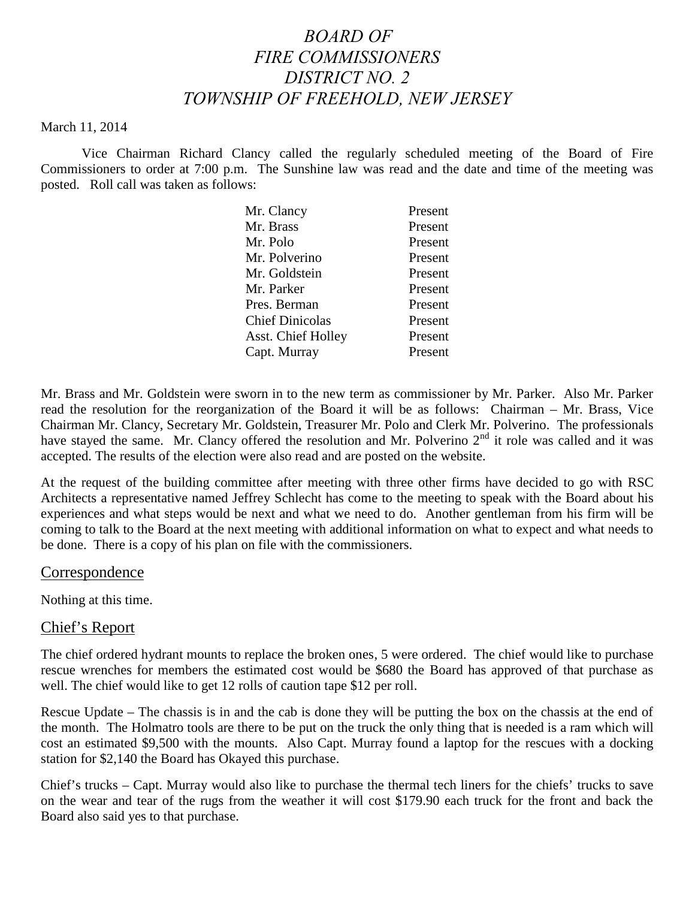# *BOARD OF FIRE COMMISSIONERS DISTRICT NO. 2 TOWNSHIP OF FREEHOLD, NEW JERSEY*

March 11, 2014

Vice Chairman Richard Clancy called the regularly scheduled meeting of the Board of Fire Commissioners to order at 7:00 p.m. The Sunshine law was read and the date and time of the meeting was posted. Roll call was taken as follows:

| | |
|---|---|
| Mr. Clancy | Present |
| Mr. Brass | Present |
| Mr. Polo | Present |
| Mr. Polverino | Present |
| Mr. Goldstein | Present |
| Mr. Parker | Present |
| Pres. Berman | Present |
| Chief Dinicolas | Present |
| Asst. Chief Holley | Present |
| Capt. Murray | Present |

Mr. Brass and Mr. Goldstein were sworn in to the new term as commissioner by Mr. Parker. Also Mr. Parker read the resolution for the reorganization of the Board it will be as follows: Chairman – Mr. Brass, Vice Chairman Mr. Clancy, Secretary Mr. Goldstein, Treasurer Mr. Polo and Clerk Mr. Polverino. The professionals have stayed the same. Mr. Clancy offered the resolution and Mr. Polverino 2nd it role was called and it was accepted. The results of the election were also read and are posted on the website.

At the request of the building committee after meeting with three other firms have decided to go with RSC Architects a representative named Jeffrey Schlecht has come to the meeting to speak with the Board about his experiences and what steps would be next and what we need to do. Another gentleman from his firm will be coming to talk to the Board at the next meeting with additional information on what to expect and what needs to be done. There is a copy of his plan on file with the commissioners.

## Correspondence

Nothing at this time.

## Chief's Report

The chief ordered hydrant mounts to replace the broken ones, 5 were ordered. The chief would like to purchase rescue wrenches for members the estimated cost would be $680 the Board has approved of that purchase as well. The chief would like to get 12 rolls of caution tape $12 per roll.

Rescue Update – The chassis is in and the cab is done they will be putting the box on the chassis at the end of the month. The Holmatro tools are there to be put on the truck the only thing that is needed is a ram which will cost an estimated $9,500 with the mounts. Also Capt. Murray found a laptop for the rescues with a docking station for $2,140 the Board has Okayed this purchase.

Chief's trucks – Capt. Murray would also like to purchase the thermal tech liners for the chiefs' trucks to save on the wear and tear of the rugs from the weather it will cost $179.90 each truck for the front and back the Board also said yes to that purchase.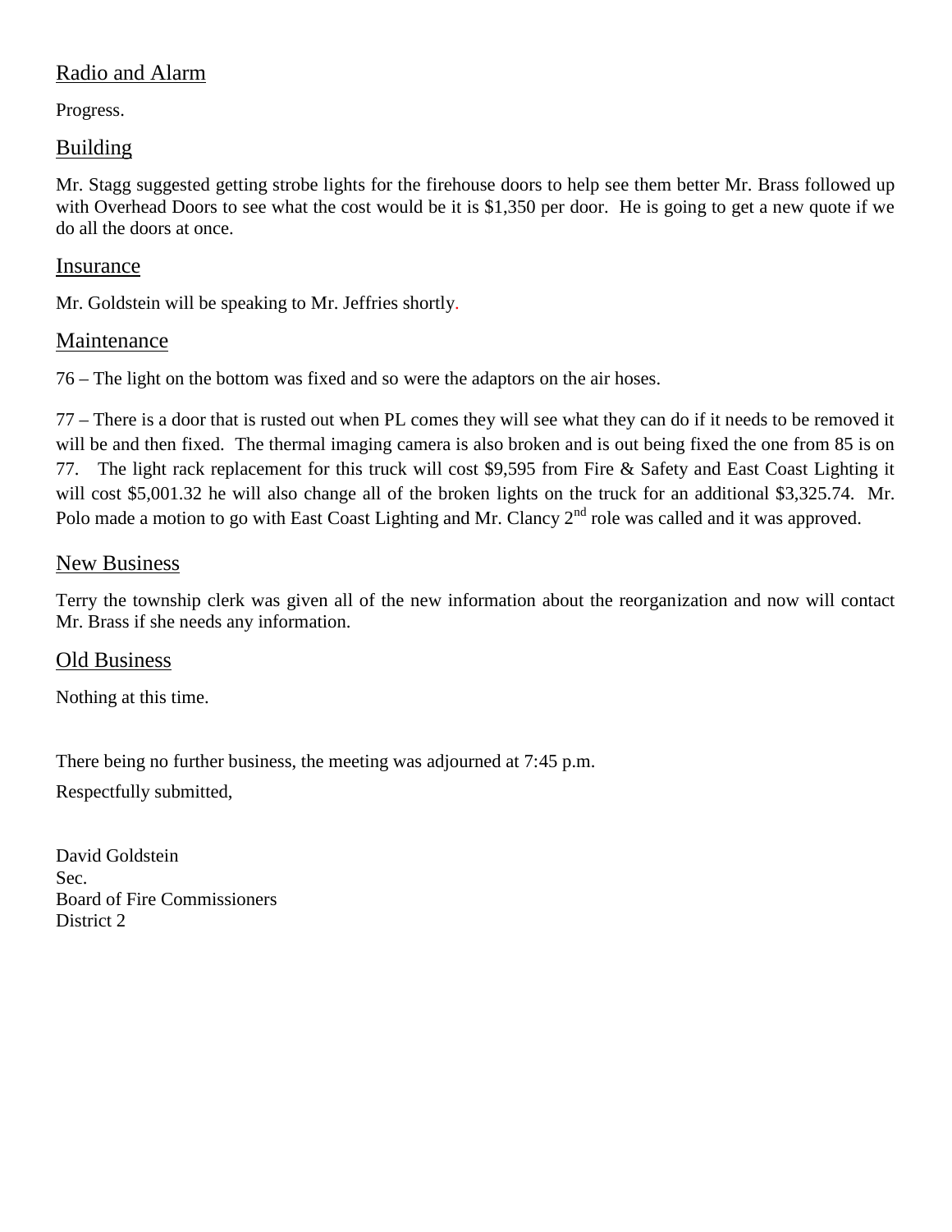## Radio and Alarm

Progress.

## Building

Mr. Stagg suggested getting strobe lights for the firehouse doors to help see them better Mr. Brass followed up with Overhead Doors to see what the cost would be it is $1,350 per door. He is going to get a new quote if we do all the doors at once.

## Insurance

Mr. Goldstein will be speaking to Mr. Jeffries shortly.

## Maintenance

76 – The light on the bottom was fixed and so were the adaptors on the air hoses.

77 – There is a door that is rusted out when PL comes they will see what they can do if it needs to be removed it will be and then fixed. The thermal imaging camera is also broken and is out being fixed the one from 85 is on 77. The light rack replacement for this truck will cost $9,595 from Fire & Safety and East Coast Lighting it will cost $5,001.32 he will also change all of the broken lights on the truck for an additional $3,325.74. Mr. Polo made a motion to go with East Coast Lighting and Mr. Clancy 2nd role was called and it was approved.

## New Business

Terry the township clerk was given all of the new information about the reorganization and now will contact Mr. Brass if she needs any information.

## Old Business

Nothing at this time.

There being no further business, the meeting was adjourned at 7:45 p.m.

Respectfully submitted,

David Goldstein
Sec.
Board of Fire Commissioners
District 2